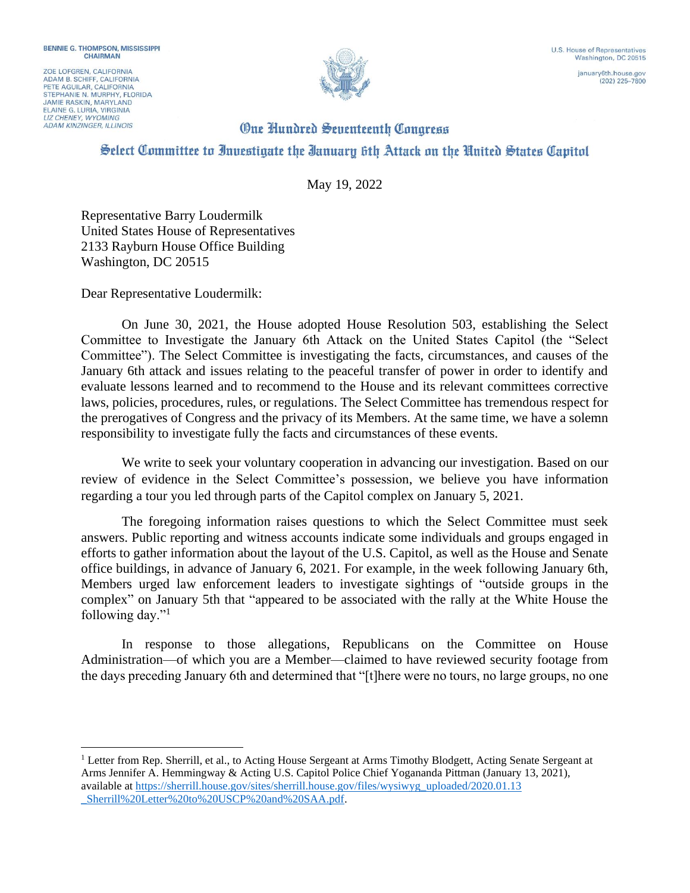BENNIE G. THOMPSON, MISSISSIPPI
CHAIRMAN

ZOE LOFGREN, CALIFORNIA
ADAM B. SCHIFF, CALIFORNIA
PETE AGUILAR, CALIFORNIA
STEPHANIE N. MURPHY, FLORIDA
JAMIE RASKIN, MARYLAND
ELAINE G. LURIA, VIRGINIA
*LIZ CHENEY, WYOMING*
*ADAM KINZINGER, ILLINOIS*

U.S. House of Representatives
Washington, DC 20515

january6th.house.gov
(202) 225–7800

# One Hundred Seventeenth Congress

## Select Committee to Investigate the January 6th Attack on the United States Capitol

May 19, 2022

Representative Barry Loudermilk
United States House of Representatives
2133 Rayburn House Office Building
Washington, DC 20515

Dear Representative Loudermilk:

On June 30, 2021, the House adopted House Resolution 503, establishing the Select Committee to Investigate the January 6th Attack on the United States Capitol (the "Select Committee"). The Select Committee is investigating the facts, circumstances, and causes of the January 6th attack and issues relating to the peaceful transfer of power in order to identify and evaluate lessons learned and to recommend to the House and its relevant committees corrective laws, policies, procedures, rules, or regulations. The Select Committee has tremendous respect for the prerogatives of Congress and the privacy of its Members. At the same time, we have a solemn responsibility to investigate fully the facts and circumstances of these events.

We write to seek your voluntary cooperation in advancing our investigation. Based on our review of evidence in the Select Committee's possession, we believe you have information regarding a tour you led through parts of the Capitol complex on January 5, 2021.

The foregoing information raises questions to which the Select Committee must seek answers. Public reporting and witness accounts indicate some individuals and groups engaged in efforts to gather information about the layout of the U.S. Capitol, as well as the House and Senate office buildings, in advance of January 6, 2021. For example, in the week following January 6th, Members urged law enforcement leaders to investigate sightings of "outside groups in the complex" on January 5th that "appeared to be associated with the rally at the White House the following day."[1]

In response to those allegations, Republicans on the Committee on House Administration—of which you are a Member—claimed to have reviewed security footage from the days preceding January 6th and determined that "[t]here were no tours, no large groups, no one

[1] Letter from Rep. Sherrill, et al., to Acting House Sergeant at Arms Timothy Blodgett, Acting Senate Sergeant at Arms Jennifer A. Hemmingway & Acting U.S. Capitol Police Chief Yogananda Pittman (January 13, 2021), available at https://sherrill.house.gov/sites/sherrill.house.gov/files/wysiwyg_uploaded/2020.01.13_Sherrill%20Letter%20to%20USCP%20and%20SAA.pdf.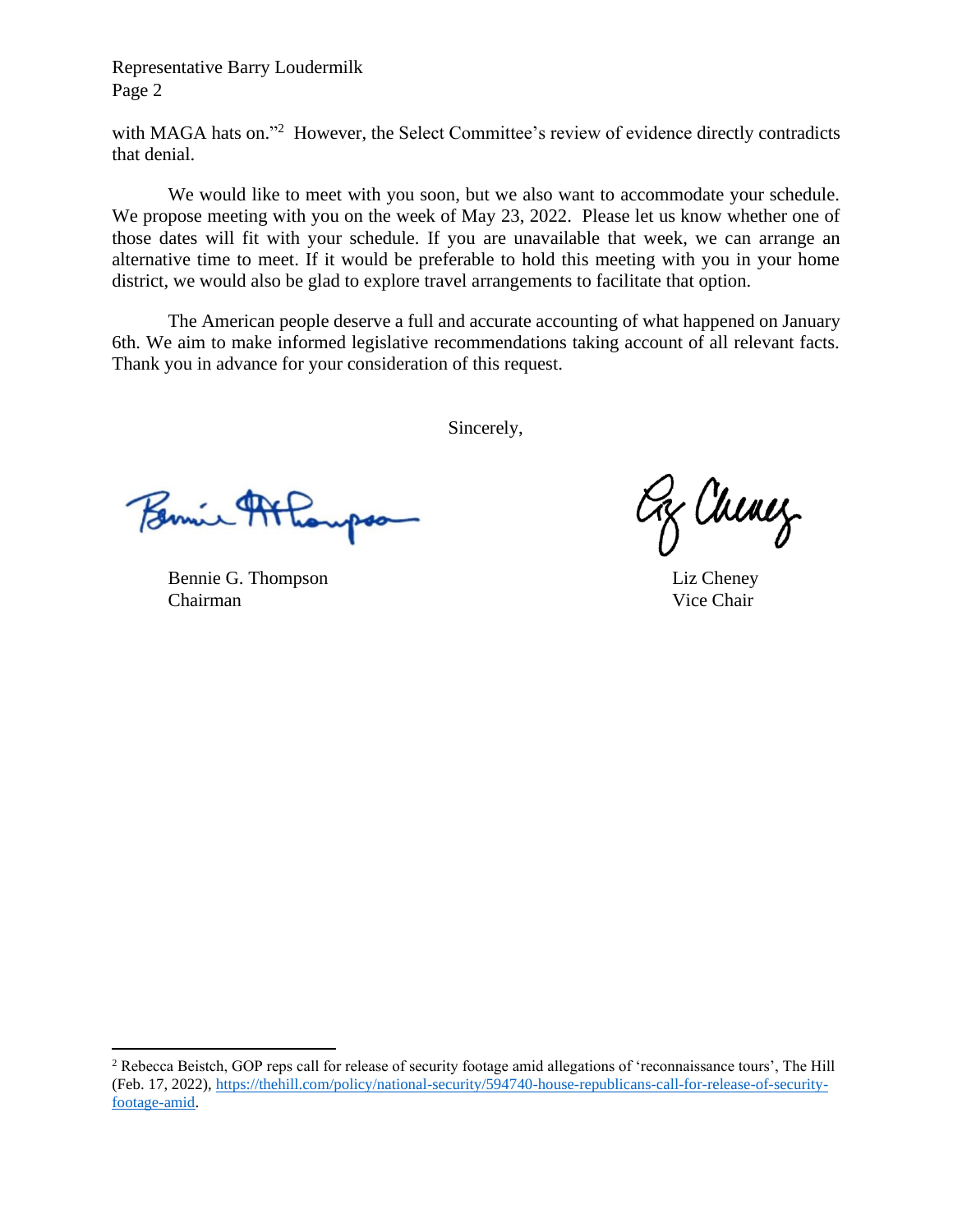with MAGA hats on."[2] However, the Select Committee's review of evidence directly contradicts that denial.

We would like to meet with you soon, but we also want to accommodate your schedule. We propose meeting with you on the week of May 23, 2022. Please let us know whether one of those dates will fit with your schedule. If you are unavailable that week, we can arrange an alternative time to meet. If it would be preferable to hold this meeting with you in your home district, we would also be glad to explore travel arrangements to facilitate that option.

The American people deserve a full and accurate accounting of what happened on January 6th. We aim to make informed legislative recommendations taking account of all relevant facts. Thank you in advance for your consideration of this request.

Sincerely,

Bennie G. Thompson
Chairman

Liz Cheney
Vice Chair

---

[2] Rebecca Beistch, GOP reps call for release of security footage amid allegations of 'reconnaissance tours', The Hill (Feb. 17, 2022), https://thehill.com/policy/national-security/594740-house-republicans-call-for-release-of-security-footage-amid.